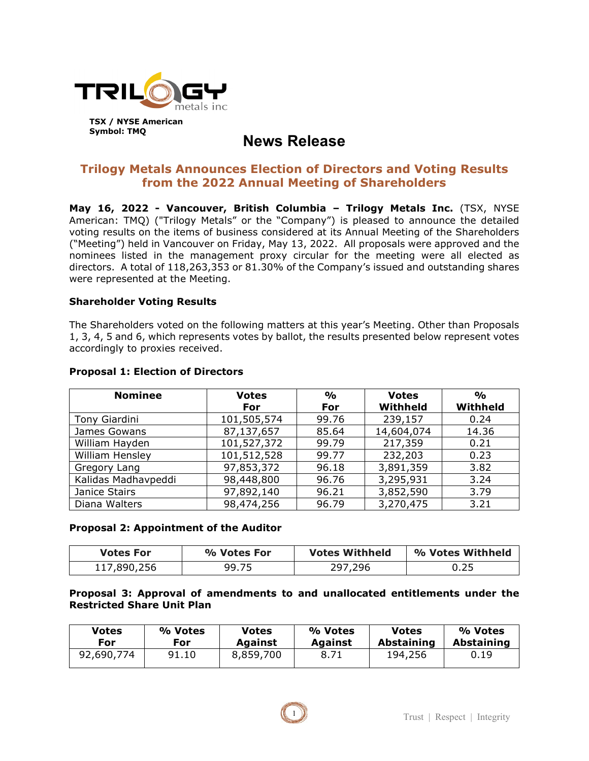TSX / NYSE American
Symbol: TMQ

# News Release

## Trilogy Metals Announces Election of Directors and Voting Results from the 2022 Annual Meeting of Shareholders

**May 16, 2022 - Vancouver, British Columbia – Trilogy Metals Inc.** (TSX, NYSE American: TMQ) ("Trilogy Metals" or the "Company") is pleased to announce the detailed voting results on the items of business considered at its Annual Meeting of the Shareholders ("Meeting") held in Vancouver on Friday, May 13, 2022. All proposals were approved and the nominees listed in the management proxy circular for the meeting were all elected as directors. A total of 118,263,353 or 81.30% of the Company's issued and outstanding shares were represented at the Meeting.

### Shareholder Voting Results

The Shareholders voted on the following matters at this year's Meeting. Other than Proposals 1, 3, 4, 5 and 6, which represents votes by ballot, the results presented below represent votes accordingly to proxies received.

### Proposal 1: Election of Directors

| Nominee | Votes For | % For | Votes Withheld | % Withheld |
|---|---|---|---|---|
| Tony Giardini | 101,505,574 | 99.76 | 239,157 | 0.24 |
| James Gowans | 87,137,657 | 85.64 | 14,604,074 | 14.36 |
| William Hayden | 101,527,372 | 99.79 | 217,359 | 0.21 |
| William Hensley | 101,512,528 | 99.77 | 232,203 | 0.23 |
| Gregory Lang | 97,853,372 | 96.18 | 3,891,359 | 3.82 |
| Kalidas Madhavpeddi | 98,448,800 | 96.76 | 3,295,931 | 3.24 |
| Janice Stairs | 97,892,140 | 96.21 | 3,852,590 | 3.79 |
| Diana Walters | 98,474,256 | 96.79 | 3,270,475 | 3.21 |

### Proposal 2: Appointment of the Auditor

| Votes For | % Votes For | Votes Withheld | % Votes Withheld |
|---|---|---|---|
| 117,890,256 | 99.75 | 297,296 | 0.25 |

### Proposal 3: Approval of amendments to and unallocated entitlements under the Restricted Share Unit Plan

| Votes For | % Votes For | Votes Against | % Votes Against | Votes Abstaining | % Votes Abstaining |
|---|---|---|---|---|---|
| 92,690,774 | 91.10 | 8,859,700 | 8.71 | 194,256 | 0.19 |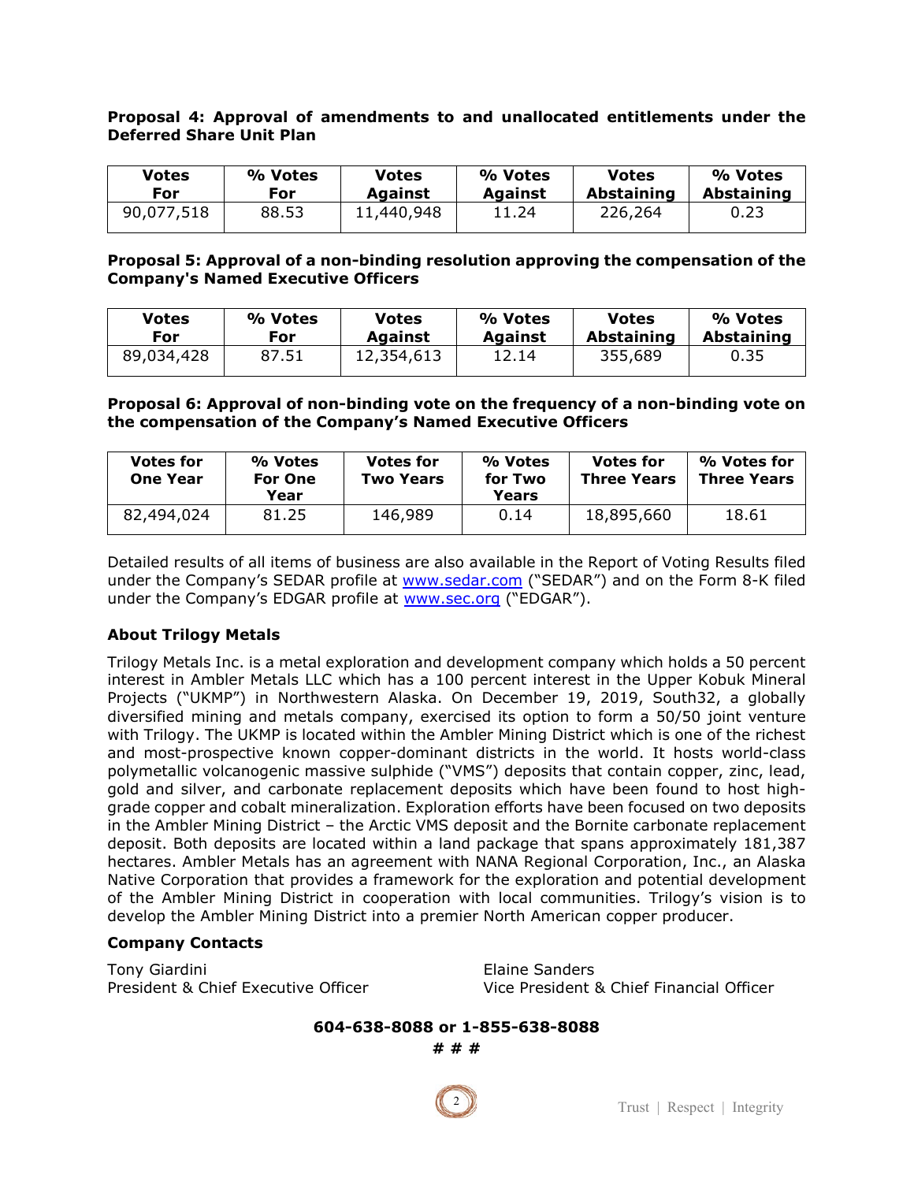**Proposal 4: Approval of amendments to and unallocated entitlements under the Deferred Share Unit Plan**

| Votes For | % Votes For | Votes Against | % Votes Against | Votes Abstaining | % Votes Abstaining |
|---|---|---|---|---|---|
| 90,077,518 | 88.53 | 11,440,948 | 11.24 | 226,264 | 0.23 |

**Proposal 5: Approval of a non-binding resolution approving the compensation of the Company's Named Executive Officers**

| Votes For | % Votes For | Votes Against | % Votes Against | Votes Abstaining | % Votes Abstaining |
|---|---|---|---|---|---|
| 89,034,428 | 87.51 | 12,354,613 | 12.14 | 355,689 | 0.35 |

**Proposal 6: Approval of non-binding vote on the frequency of a non-binding vote on the compensation of the Company's Named Executive Officers**

| Votes for One Year | % Votes For One Year | Votes for Two Years | % Votes for Two Years | Votes for Three Years | % Votes for Three Years |
|---|---|---|---|---|---|
| 82,494,024 | 81.25 | 146,989 | 0.14 | 18,895,660 | 18.61 |

Detailed results of all items of business are also available in the Report of Voting Results filed under the Company's SEDAR profile at www.sedar.com ("SEDAR") and on the Form 8-K filed under the Company's EDGAR profile at www.sec.org ("EDGAR").

### About Trilogy Metals

Trilogy Metals Inc. is a metal exploration and development company which holds a 50 percent interest in Ambler Metals LLC which has a 100 percent interest in the Upper Kobuk Mineral Projects ("UKMP") in Northwestern Alaska. On December 19, 2019, South32, a globally diversified mining and metals company, exercised its option to form a 50/50 joint venture with Trilogy. The UKMP is located within the Ambler Mining District which is one of the richest and most-prospective known copper-dominant districts in the world. It hosts world-class polymetallic volcanogenic massive sulphide ("VMS") deposits that contain copper, zinc, lead, gold and silver, and carbonate replacement deposits which have been found to host high-grade copper and cobalt mineralization. Exploration efforts have been focused on two deposits in the Ambler Mining District – the Arctic VMS deposit and the Bornite carbonate replacement deposit. Both deposits are located within a land package that spans approximately 181,387 hectares. Ambler Metals has an agreement with NANA Regional Corporation, Inc., an Alaska Native Corporation that provides a framework for the exploration and potential development of the Ambler Mining District in cooperation with local communities. Trilogy's vision is to develop the Ambler Mining District into a premier North American copper producer.

### Company Contacts

Tony Giardini
President & Chief Executive Officer

Elaine Sanders
Vice President & Chief Financial Officer

**604-638-8088 or 1-855-638-8088**

**# # #**